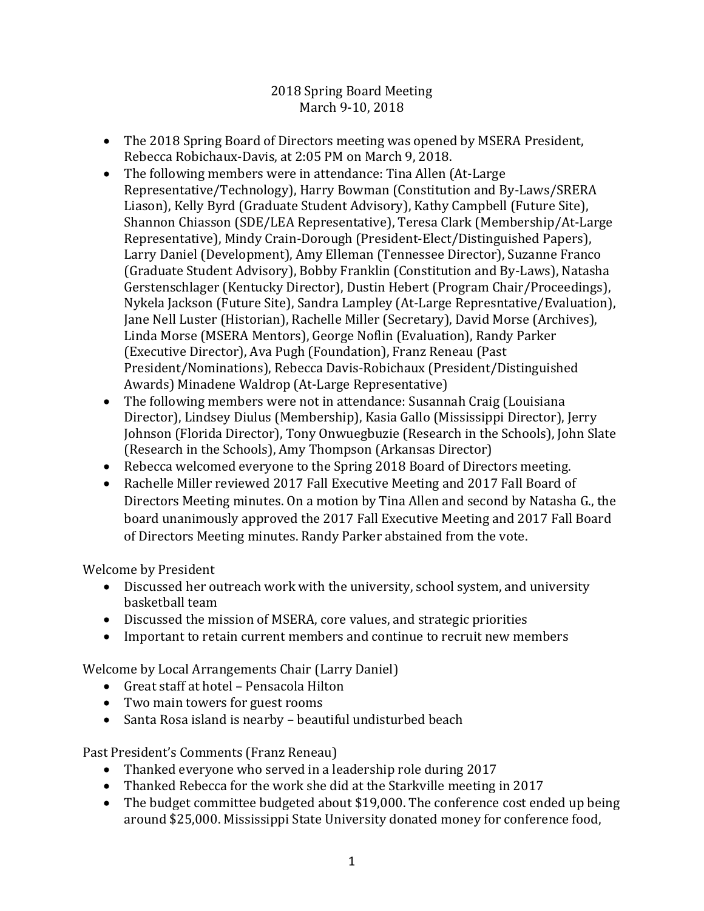2018 Spring Board Meeting
March 9-10, 2018

- The 2018 Spring Board of Directors meeting was opened by MSERA President, Rebecca Robichaux-Davis, at 2:05 PM on March 9, 2018.
- The following members were in attendance: Tina Allen (At-Large Representative/Technology), Harry Bowman (Constitution and By-Laws/SRERA Liason), Kelly Byrd (Graduate Student Advisory), Kathy Campbell (Future Site), Shannon Chiasson (SDE/LEA Representative), Teresa Clark (Membership/At-Large Representative), Mindy Crain-Dorough (President-Elect/Distinguished Papers), Larry Daniel (Development), Amy Elleman (Tennessee Director), Suzanne Franco (Graduate Student Advisory), Bobby Franklin (Constitution and By-Laws), Natasha Gerstenschlager (Kentucky Director), Dustin Hebert (Program Chair/Proceedings), Nykela Jackson (Future Site), Sandra Lampley (At-Large Represntative/Evaluation), Jane Nell Luster (Historian), Rachelle Miller (Secretary), David Morse (Archives), Linda Morse (MSERA Mentors), George Noflin (Evaluation), Randy Parker (Executive Director), Ava Pugh (Foundation), Franz Reneau (Past President/Nominations), Rebecca Davis-Robichaux (President/Distinguished Awards) Minadene Waldrop (At-Large Representative)
- The following members were not in attendance: Susannah Craig (Louisiana Director), Lindsey Diulus (Membership), Kasia Gallo (Mississippi Director), Jerry Johnson (Florida Director), Tony Onwuegbuzie (Research in the Schools), John Slate (Research in the Schools), Amy Thompson (Arkansas Director)
- Rebecca welcomed everyone to the Spring 2018 Board of Directors meeting.
- Rachelle Miller reviewed 2017 Fall Executive Meeting and 2017 Fall Board of Directors Meeting minutes. On a motion by Tina Allen and second by Natasha G., the board unanimously approved the 2017 Fall Executive Meeting and 2017 Fall Board of Directors Meeting minutes. Randy Parker abstained from the vote.

Welcome by President

- Discussed her outreach work with the university, school system, and university basketball team
- Discussed the mission of MSERA, core values, and strategic priorities
- Important to retain current members and continue to recruit new members

Welcome by Local Arrangements Chair (Larry Daniel)

- Great staff at hotel – Pensacola Hilton
- Two main towers for guest rooms
- Santa Rosa island is nearby – beautiful undisturbed beach

Past President's Comments (Franz Reneau)

- Thanked everyone who served in a leadership role during 2017
- Thanked Rebecca for the work she did at the Starkville meeting in 2017
- The budget committee budgeted about $19,000. The conference cost ended up being around $25,000. Mississippi State University donated money for conference food,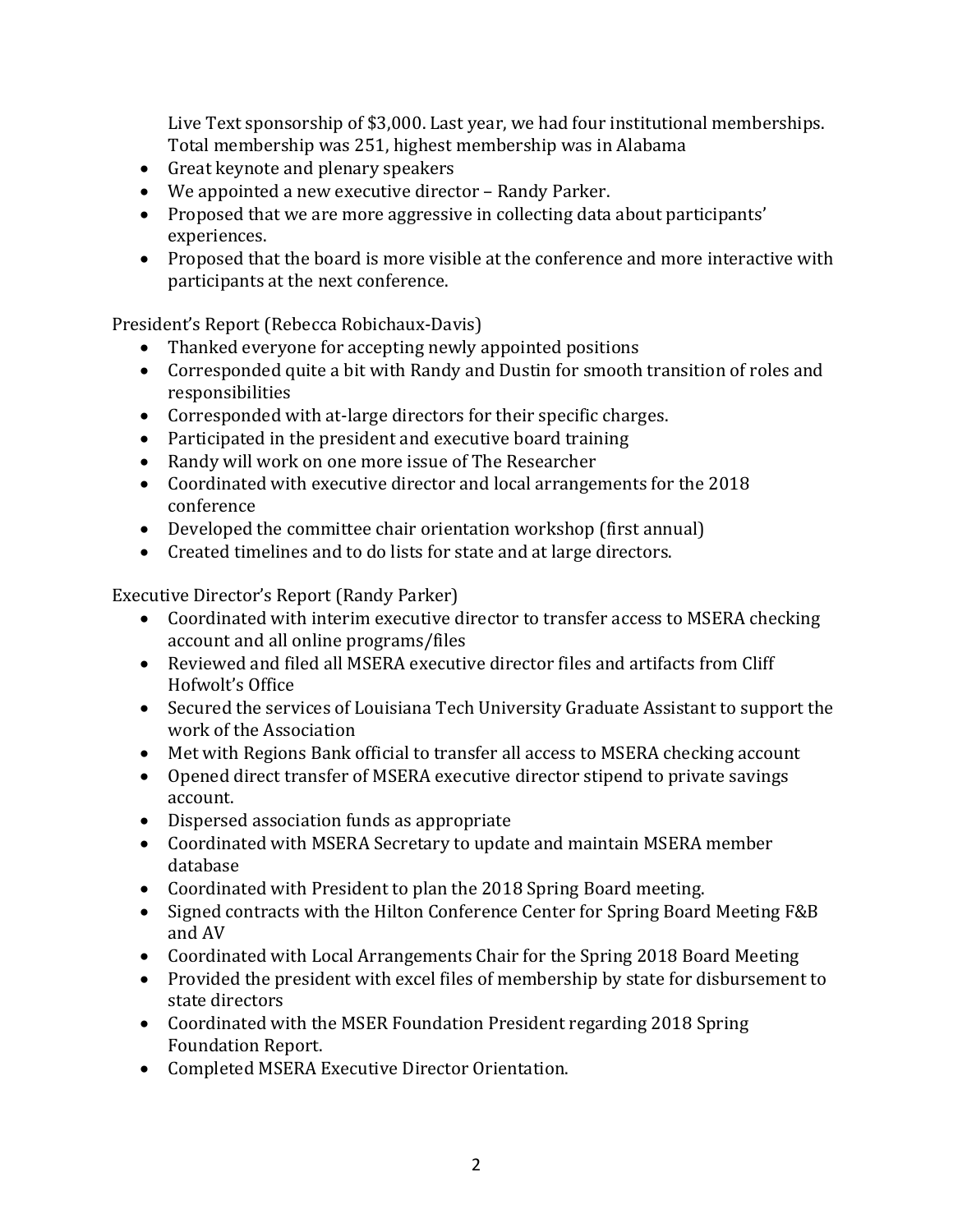Live Text sponsorship of $3,000. Last year, we had four institutional memberships. Total membership was 251, highest membership was in Alabama

- Great keynote and plenary speakers
- We appointed a new executive director – Randy Parker.
- Proposed that we are more aggressive in collecting data about participants' experiences.
- Proposed that the board is more visible at the conference and more interactive with participants at the next conference.

President's Report (Rebecca Robichaux-Davis)

- Thanked everyone for accepting newly appointed positions
- Corresponded quite a bit with Randy and Dustin for smooth transition of roles and responsibilities
- Corresponded with at-large directors for their specific charges.
- Participated in the president and executive board training
- Randy will work on one more issue of The Researcher
- Coordinated with executive director and local arrangements for the 2018 conference
- Developed the committee chair orientation workshop (first annual)
- Created timelines and to do lists for state and at large directors.

Executive Director's Report (Randy Parker)

- Coordinated with interim executive director to transfer access to MSERA checking account and all online programs/files
- Reviewed and filed all MSERA executive director files and artifacts from Cliff Hofwolt's Office
- Secured the services of Louisiana Tech University Graduate Assistant to support the work of the Association
- Met with Regions Bank official to transfer all access to MSERA checking account
- Opened direct transfer of MSERA executive director stipend to private savings account.
- Dispersed association funds as appropriate
- Coordinated with MSERA Secretary to update and maintain MSERA member database
- Coordinated with President to plan the 2018 Spring Board meeting.
- Signed contracts with the Hilton Conference Center for Spring Board Meeting F&B and AV
- Coordinated with Local Arrangements Chair for the Spring 2018 Board Meeting
- Provided the president with excel files of membership by state for disbursement to state directors
- Coordinated with the MSER Foundation President regarding 2018 Spring Foundation Report.
- Completed MSERA Executive Director Orientation.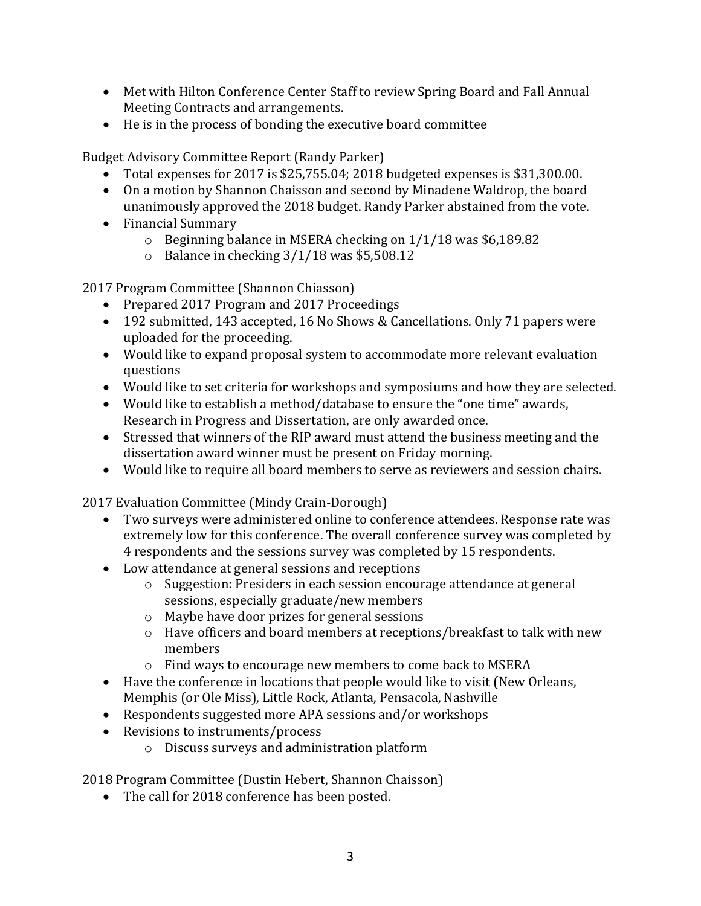- Met with Hilton Conference Center Staff to review Spring Board and Fall Annual Meeting Contracts and arrangements.
- He is in the process of bonding the executive board committee

Budget Advisory Committee Report (Randy Parker)

- Total expenses for 2017 is $25,755.04; 2018 budgeted expenses is $31,300.00.
- On a motion by Shannon Chaisson and second by Minadene Waldrop, the board unanimously approved the 2018 budget. Randy Parker abstained from the vote.
- Financial Summary
    - Beginning balance in MSERA checking on 1/1/18 was $6,189.82
    - Balance in checking 3/1/18 was $5,508.12

2017 Program Committee (Shannon Chiasson)

- Prepared 2017 Program and 2017 Proceedings
- 192 submitted, 143 accepted, 16 No Shows & Cancellations. Only 71 papers were uploaded for the proceeding.
- Would like to expand proposal system to accommodate more relevant evaluation questions
- Would like to set criteria for workshops and symposiums and how they are selected.
- Would like to establish a method/database to ensure the "one time" awards, Research in Progress and Dissertation, are only awarded once.
- Stressed that winners of the RIP award must attend the business meeting and the dissertation award winner must be present on Friday morning.
- Would like to require all board members to serve as reviewers and session chairs.

2017 Evaluation Committee (Mindy Crain-Dorough)

- Two surveys were administered online to conference attendees. Response rate was extremely low for this conference. The overall conference survey was completed by 4 respondents and the sessions survey was completed by 15 respondents.
- Low attendance at general sessions and receptions
    - Suggestion: Presiders in each session encourage attendance at general sessions, especially graduate/new members
    - Maybe have door prizes for general sessions
    - Have officers and board members at receptions/breakfast to talk with new members
    - Find ways to encourage new members to come back to MSERA
- Have the conference in locations that people would like to visit (New Orleans, Memphis (or Ole Miss), Little Rock, Atlanta, Pensacola, Nashville
- Respondents suggested more APA sessions and/or workshops
- Revisions to instruments/process
    - Discuss surveys and administration platform

2018 Program Committee (Dustin Hebert, Shannon Chaisson)

- The call for 2018 conference has been posted.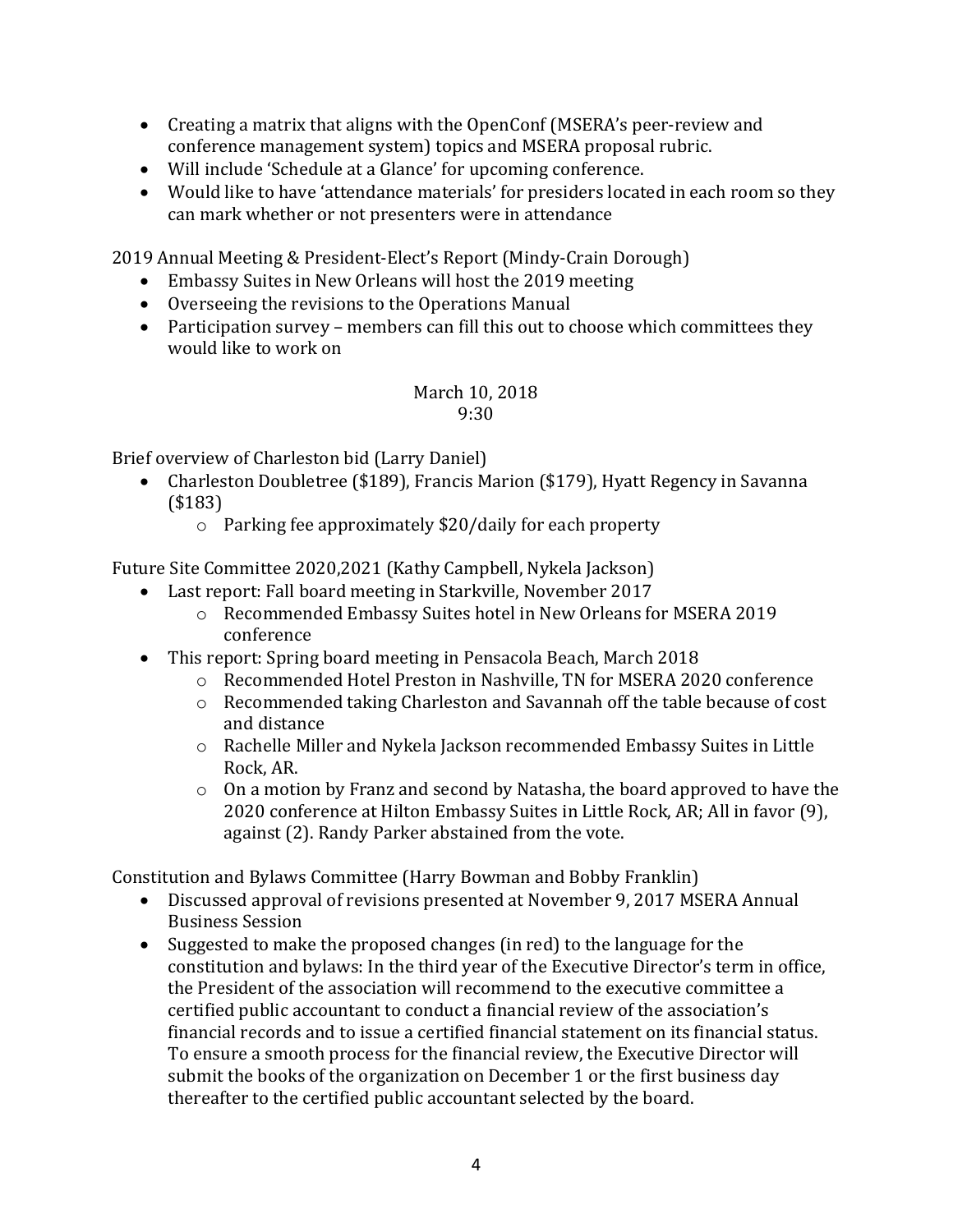- Creating a matrix that aligns with the OpenConf (MSERA's peer-review and conference management system) topics and MSERA proposal rubric.
- Will include 'Schedule at a Glance' for upcoming conference.
- Would like to have 'attendance materials' for presiders located in each room so they can mark whether or not presenters were in attendance

2019 Annual Meeting & President-Elect's Report (Mindy-Crain Dorough)

- Embassy Suites in New Orleans will host the 2019 meeting
- Overseeing the revisions to the Operations Manual
- Participation survey – members can fill this out to choose which committees they would like to work on

March 10, 2018
9:30

Brief overview of Charleston bid (Larry Daniel)

- Charleston Doubletree ($189), Francis Marion ($179), Hyatt Regency in Savanna ($183)
  - Parking fee approximately $20/daily for each property

Future Site Committee 2020,2021 (Kathy Campbell, Nykela Jackson)

- Last report: Fall board meeting in Starkville, November 2017
  - Recommended Embassy Suites hotel in New Orleans for MSERA 2019 conference
- This report: Spring board meeting in Pensacola Beach, March 2018
  - Recommended Hotel Preston in Nashville, TN for MSERA 2020 conference
  - Recommended taking Charleston and Savannah off the table because of cost and distance
  - Rachelle Miller and Nykela Jackson recommended Embassy Suites in Little Rock, AR.
  - On a motion by Franz and second by Natasha, the board approved to have the 2020 conference at Hilton Embassy Suites in Little Rock, AR; All in favor (9), against (2). Randy Parker abstained from the vote.

Constitution and Bylaws Committee (Harry Bowman and Bobby Franklin)

- Discussed approval of revisions presented at November 9, 2017 MSERA Annual Business Session
- Suggested to make the proposed changes (in red) to the language for the constitution and bylaws: In the third year of the Executive Director's term in office, the President of the association will recommend to the executive committee a certified public accountant to conduct a financial review of the association's financial records and to issue a certified financial statement on its financial status. To ensure a smooth process for the financial review, the Executive Director will submit the books of the organization on December 1 or the first business day thereafter to the certified public accountant selected by the board.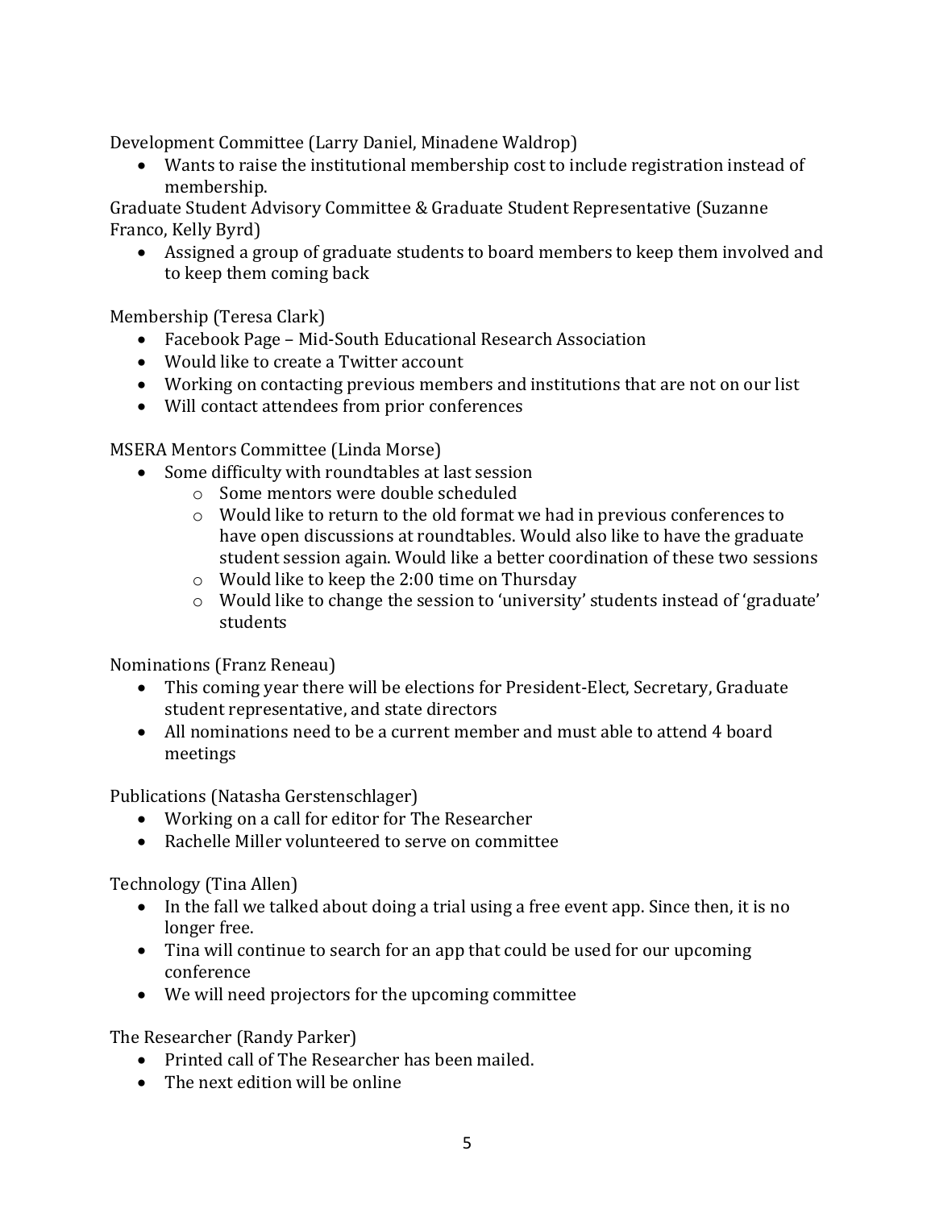Development Committee (Larry Daniel, Minadene Waldrop)

- Wants to raise the institutional membership cost to include registration instead of membership.

Graduate Student Advisory Committee & Graduate Student Representative (Suzanne Franco, Kelly Byrd)

- Assigned a group of graduate students to board members to keep them involved and to keep them coming back

Membership (Teresa Clark)

- Facebook Page – Mid-South Educational Research Association
- Would like to create a Twitter account
- Working on contacting previous members and institutions that are not on our list
- Will contact attendees from prior conferences

MSERA Mentors Committee (Linda Morse)

- Some difficulty with roundtables at last session
  - Some mentors were double scheduled
  - Would like to return to the old format we had in previous conferences to have open discussions at roundtables. Would also like to have the graduate student session again. Would like a better coordination of these two sessions
  - Would like to keep the 2:00 time on Thursday
  - Would like to change the session to 'university' students instead of 'graduate' students

Nominations (Franz Reneau)

- This coming year there will be elections for President-Elect, Secretary, Graduate student representative, and state directors
- All nominations need to be a current member and must able to attend 4 board meetings

Publications (Natasha Gerstenschlager)

- Working on a call for editor for The Researcher
- Rachelle Miller volunteered to serve on committee

Technology (Tina Allen)

- In the fall we talked about doing a trial using a free event app. Since then, it is no longer free.
- Tina will continue to search for an app that could be used for our upcoming conference
- We will need projectors for the upcoming committee

The Researcher (Randy Parker)

- Printed call of The Researcher has been mailed.
- The next edition will be online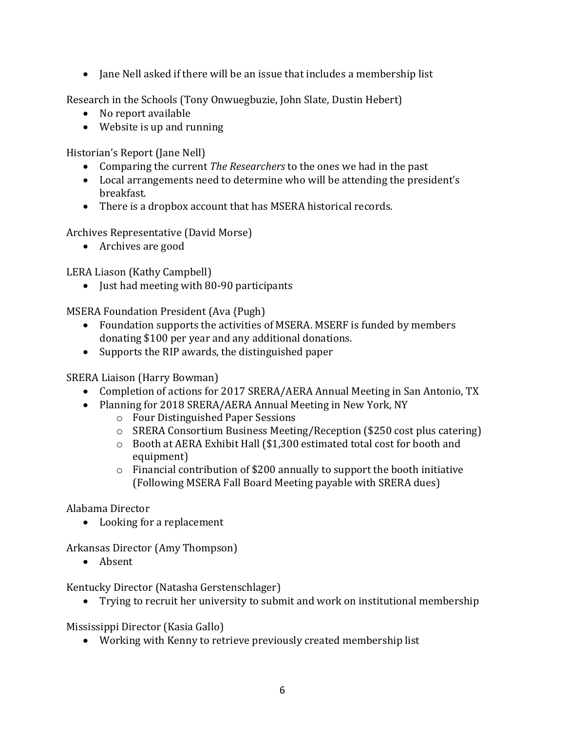- Jane Nell asked if there will be an issue that includes a membership list

Research in the Schools (Tony Onwuegbuzie, John Slate, Dustin Hebert)

- No report available
- Website is up and running

Historian's Report (Jane Nell)

- Comparing the current *The Researchers* to the ones we had in the past
- Local arrangements need to determine who will be attending the president's breakfast.
- There is a dropbox account that has MSERA historical records.

Archives Representative (David Morse)

- Archives are good

LERA Liason (Kathy Campbell)

- Just had meeting with 80-90 participants

MSERA Foundation President (Ava {Pugh)

- Foundation supports the activities of MSERA. MSERF is funded by members donating $100 per year and any additional donations.
- Supports the RIP awards, the distinguished paper

SRERA Liaison (Harry Bowman)

- Completion of actions for 2017 SRERA/AERA Annual Meeting in San Antonio, TX
- Planning for 2018 SRERA/AERA Annual Meeting in New York, NY
  - Four Distinguished Paper Sessions
  - SRERA Consortium Business Meeting/Reception ($250 cost plus catering)
  - Booth at AERA Exhibit Hall ($1,300 estimated total cost for booth and equipment)
  - Financial contribution of $200 annually to support the booth initiative (Following MSERA Fall Board Meeting payable with SRERA dues)

Alabama Director

- Looking for a replacement

Arkansas Director (Amy Thompson)

- Absent

Kentucky Director (Natasha Gerstenschlager)

- Trying to recruit her university to submit and work on institutional membership

Mississippi Director (Kasia Gallo)

- Working with Kenny to retrieve previously created membership list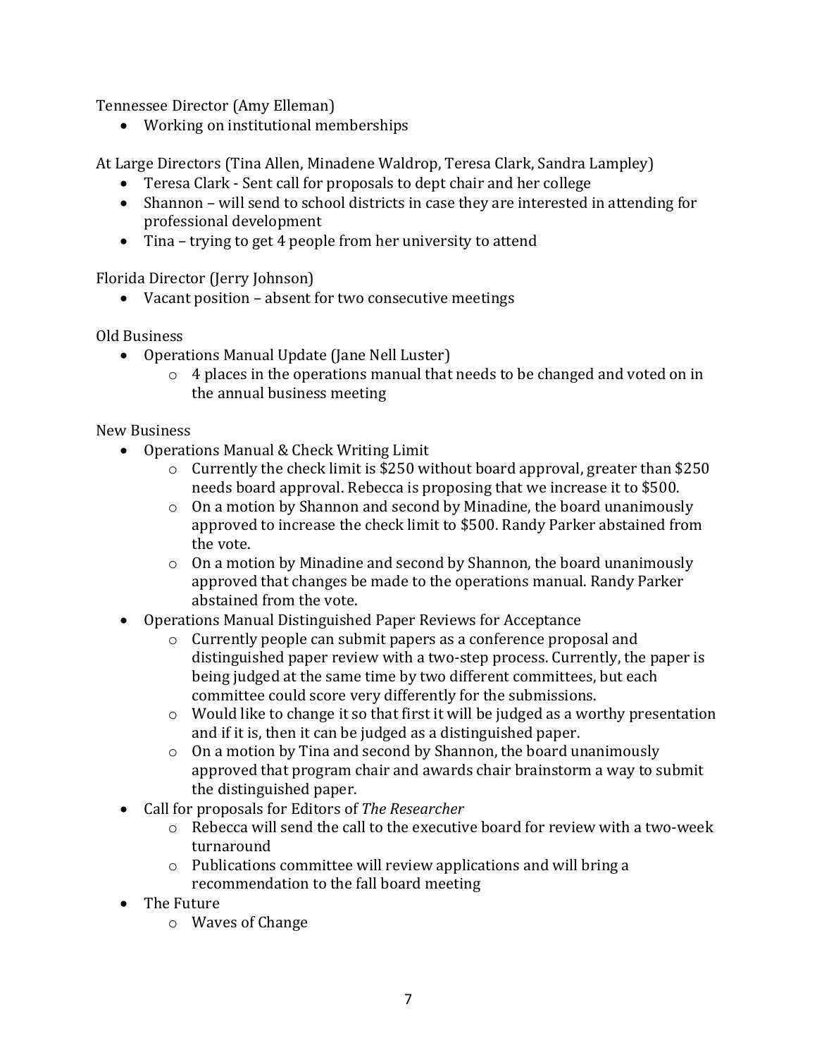Tennessee Director (Amy Elleman)

- Working on institutional memberships

At Large Directors (Tina Allen, Minadene Waldrop, Teresa Clark, Sandra Lampley)

- Teresa Clark - Sent call for proposals to dept chair and her college
- Shannon – will send to school districts in case they are interested in attending for professional development
- Tina – trying to get 4 people from her university to attend

Florida Director (Jerry Johnson)

- Vacant position – absent for two consecutive meetings

Old Business

- Operations Manual Update (Jane Nell Luster)
    - 4 places in the operations manual that needs to be changed and voted on in the annual business meeting

New Business

- Operations Manual & Check Writing Limit
    - Currently the check limit is $250 without board approval, greater than $250 needs board approval. Rebecca is proposing that we increase it to $500.
    - On a motion by Shannon and second by Minadine, the board unanimously approved to increase the check limit to $500. Randy Parker abstained from the vote.
    - On a motion by Minadine and second by Shannon, the board unanimously approved that changes be made to the operations manual. Randy Parker abstained from the vote.
- Operations Manual Distinguished Paper Reviews for Acceptance
    - Currently people can submit papers as a conference proposal and distinguished paper review with a two-step process. Currently, the paper is being judged at the same time by two different committees, but each committee could score very differently for the submissions.
    - Would like to change it so that first it will be judged as a worthy presentation and if it is, then it can be judged as a distinguished paper.
    - On a motion by Tina and second by Shannon, the board unanimously approved that program chair and awards chair brainstorm a way to submit the distinguished paper.
- Call for proposals for Editors of *The Researcher*
    - Rebecca will send the call to the executive board for review with a two-week turnaround
    - Publications committee will review applications and will bring a recommendation to the fall board meeting
- The Future
    - Waves of Change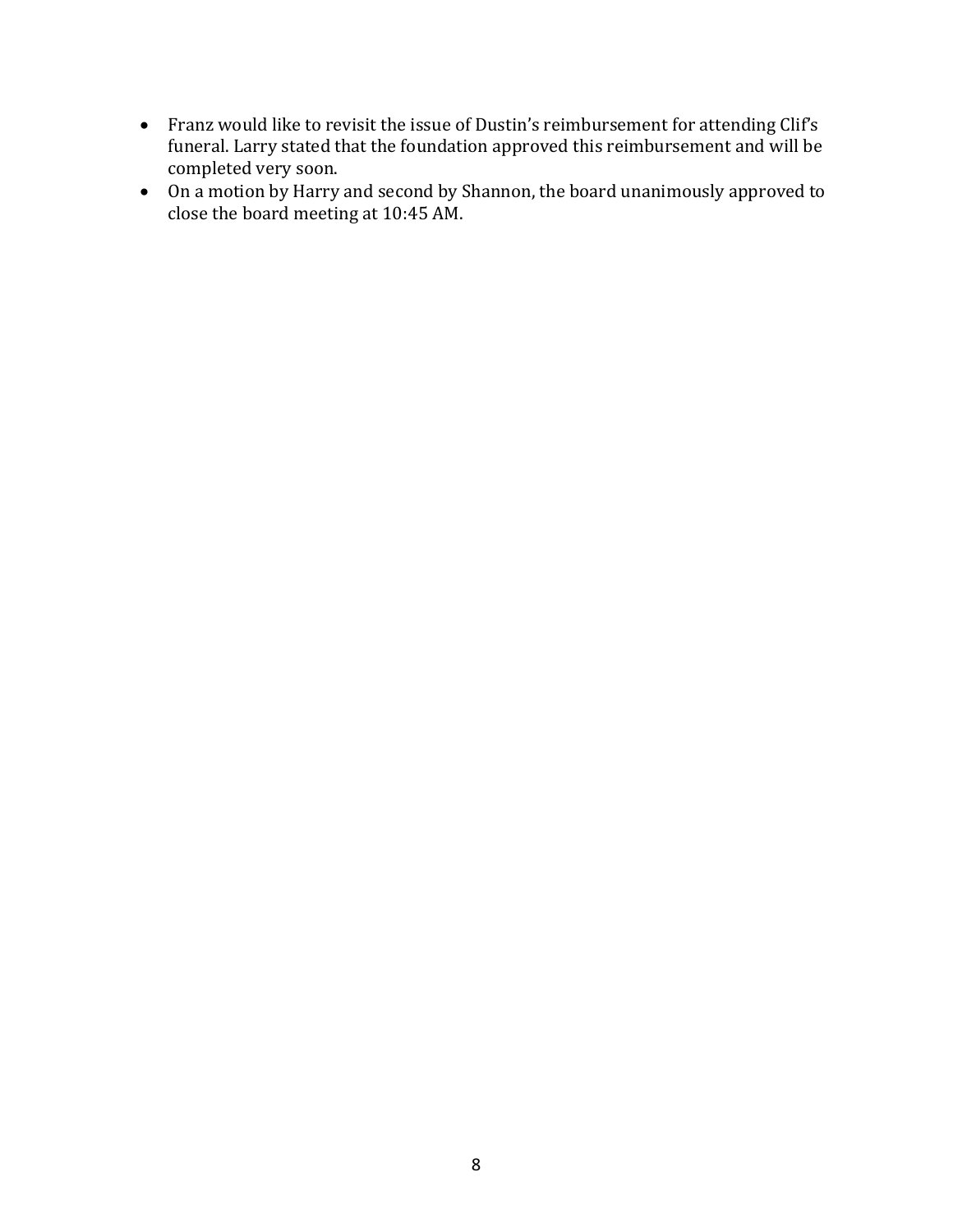- Franz would like to revisit the issue of Dustin's reimbursement for attending Clif's funeral. Larry stated that the foundation approved this reimbursement and will be completed very soon.
- On a motion by Harry and second by Shannon, the board unanimously approved to close the board meeting at 10:45 AM.